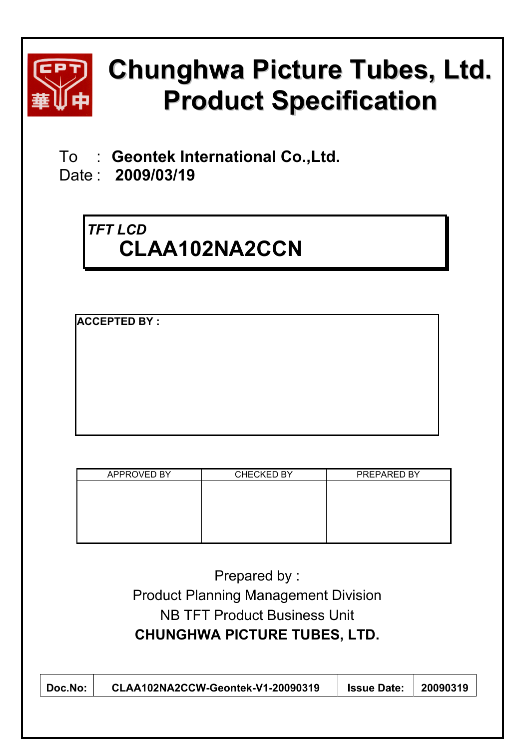# Chunghwa Picture Tubes, Ltd.
# Product Specification

To : **Geontek International Co.,Ltd.**
Date : **2009/03/19**

*TFT LCD*
## CLAA102NA2CCN

**ACCEPTED BY :**

| APPROVED BY | CHECKED BY | PREPARED BY |
|---|---|---|
| | | |

Prepared by :
Product Planning Management Division
NB TFT Product Business Unit
**CHUNGHWA PICTURE TUBES, LTD.**

| | | | |
|---|---|---|---|
| **Doc.No:** | **CLAA102NA2CCW-Geontek-V1-20090319** | **Issue Date:** | **20090319** |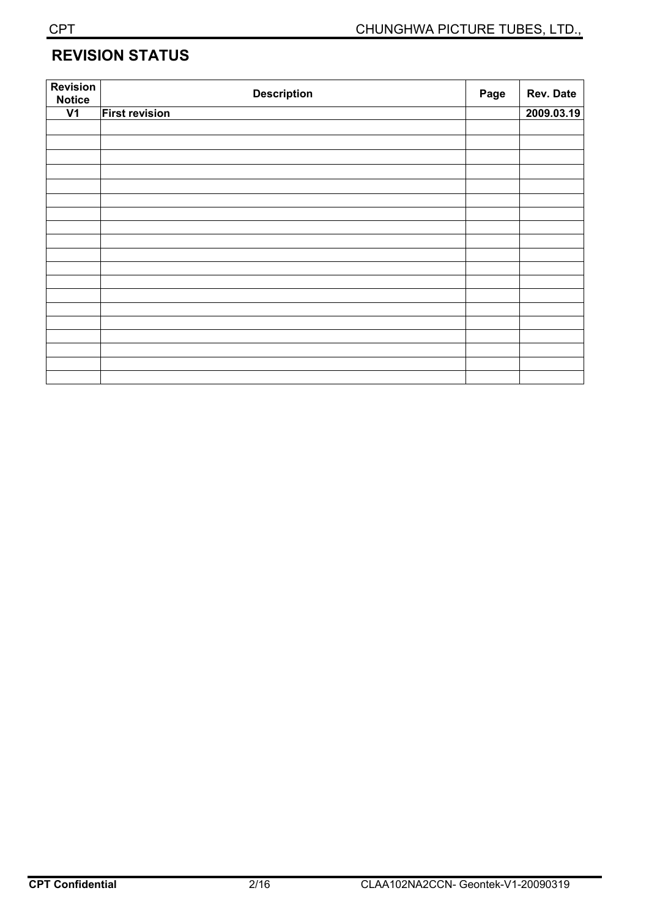## REVISION STATUS

| Revision Notice | Description | Page | Rev. Date |
|---|---|---|---|
| V1 | First revision | | 2009.03.19 |
| | | | |
| | | | |
| | | | |
| | | | |
| | | | |
| | | | |
| | | | |
| | | | |
| | | | |
| | | | |
| | | | |
| | | | |
| | | | |
| | | | |
| | | | |
| | | | |
| | | | |
| | | | |
| | | | |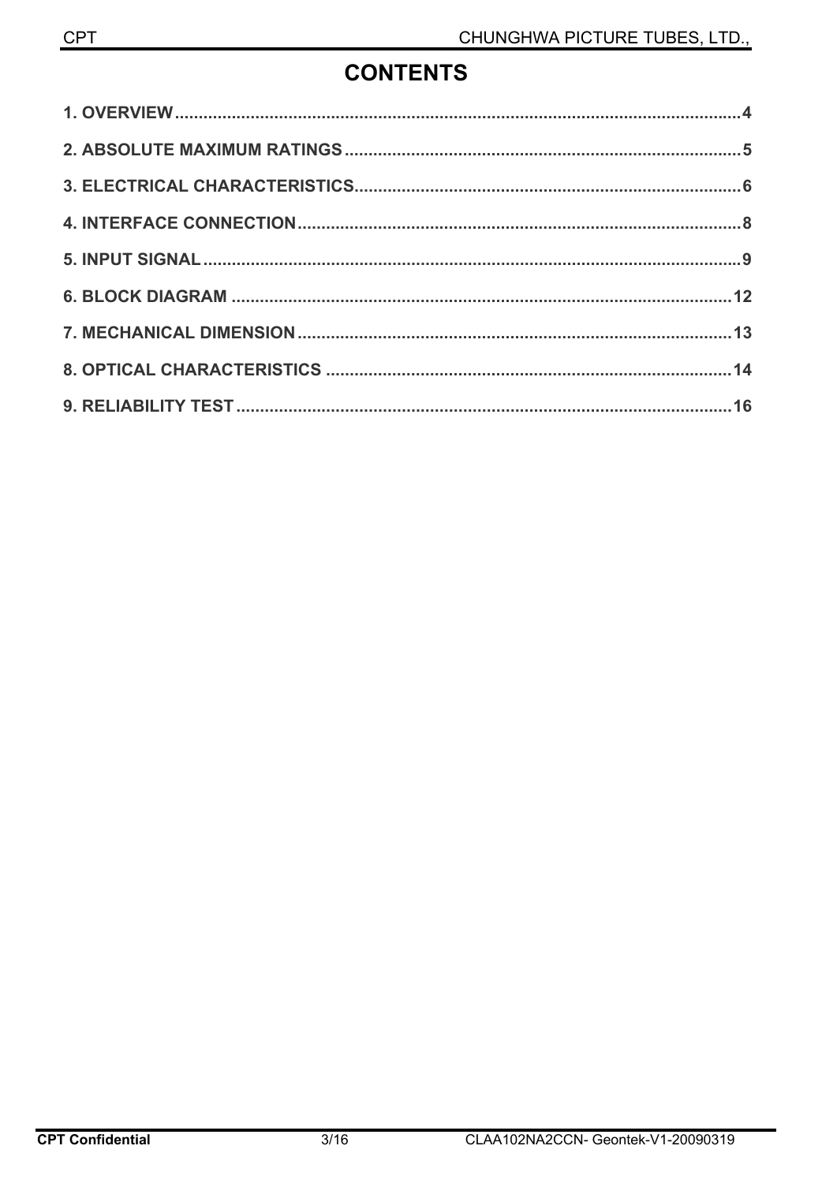# CONTENTS

1. OVERVIEW ........................................................................................................................4
2. ABSOLUTE MAXIMUM RATINGS ...................................................................................5
3. ELECTRICAL CHARACTERISTICS.................................................................................6
4. INTERFACE CONNECTION............................................................................................8
5. INPUT SIGNAL .................................................................................................................9
6. BLOCK DIAGRAM .........................................................................................................12
7. MECHANICAL DIMENSION...........................................................................................13
8. OPTICAL CHARACTERISTICS .....................................................................................14
9. RELIABILITY TEST........................................................................................................16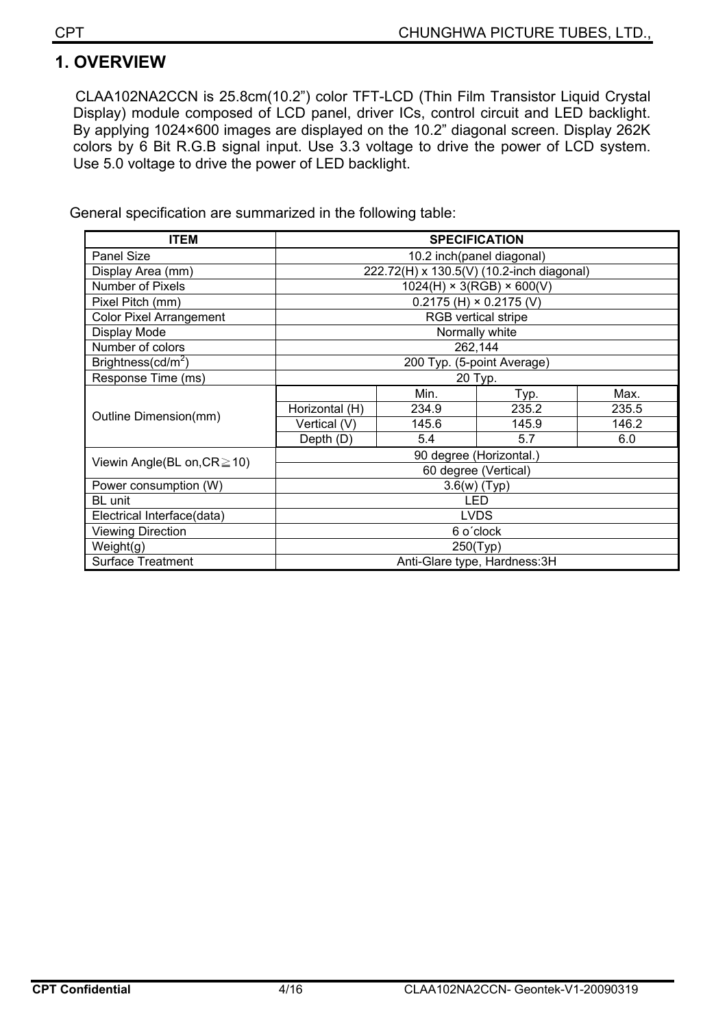# 1. OVERVIEW

CLAA102NA2CCN is 25.8cm(10.2") color TFT-LCD (Thin Film Transistor Liquid Crystal Display) module composed of LCD panel, driver ICs, control circuit and LED backlight. By applying 1024×600 images are displayed on the 10.2" diagonal screen. Display 262K colors by 6 Bit R.G.B signal input. Use 3.3 voltage to drive the power of LCD system. Use 5.0 voltage to drive the power of LED backlight.

General specification are summarized in the following table:

| ITEM | SPECIFICATION | | | |
|---|---|---|---|---|
| Panel Size | 10.2 inch(panel diagonal) | | | |
| Display Area (mm) | 222.72(H) x 130.5(V) (10.2-inch diagonal) | | | |
| Number of Pixels | 1024(H) × 3(RGB) × 600(V) | | | |
| Pixel Pitch (mm) | 0.2175 (H) × 0.2175 (V) | | | |
| Color Pixel Arrangement | RGB vertical stripe | | | |
| Display Mode | Normally white | | | |
| Number of colors | 262,144 | | | |
| Brightness(cd/m$^2$) | 200 Typ. (5-point Average) | | | |
| Response Time (ms) | 20 Typ. | | | |
| Outline Dimension(mm) | | Min. | Typ. | Max. |
| | Horizontal (H) | 234.9 | 235.2 | 235.5 |
| | Vertical (V) | 145.6 | 145.9 | 146.2 |
| | Depth (D) | 5.4 | 5.7 | 6.0 |
| Viewin Angle(BL on,CR≧10) | 90 degree (Horizontal.) | | | |
| | 60 degree (Vertical) | | | |
| Power consumption (W) | 3.6(w) (Typ) | | | |
| BL unit | LED | | | |
| Electrical Interface(data) | LVDS | | | |
| Viewing Direction | 6 o´clock | | | |
| Weight(g) | 250(Typ) | | | |
| Surface Treatment | Anti-Glare type, Hardness:3H | | | |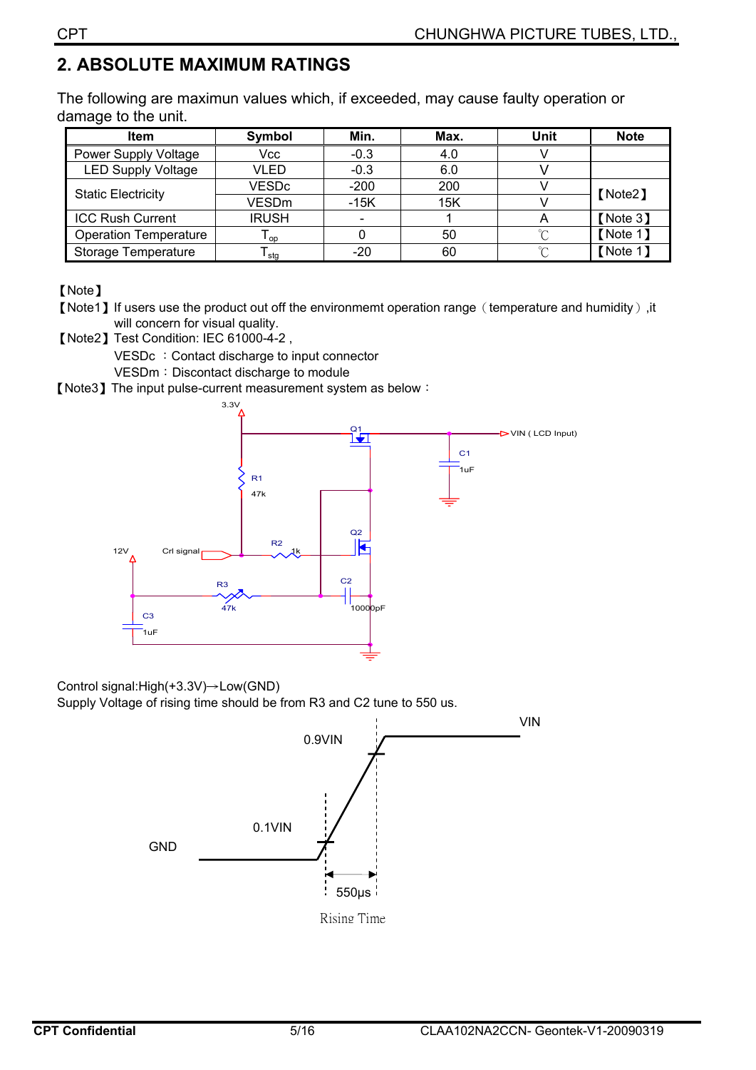## 2. ABSOLUTE MAXIMUM RATINGS

The following are maximun values which, if exceeded, may cause faulty operation or damage to the unit.

| Item | Symbol | Min. | Max. | Unit | Note |
|---|---|---|---|---|---|
| Power Supply Voltage | Vcc | -0.3 | 4.0 | V | |
| LED Supply Voltage | VLED | -0.3 | 6.0 | V | |
| Static Electricity | VESDc | -200 | 200 | V | 【Note2】 |
| | VESDm | -15K | 15K | V | |
| ICC Rush Current | IRUSH | - | 1 | A | 【Note 3】 |
| Operation Temperature | $T_{op}$ | 0 | 50 | ℃ | 【Note 1】 |
| Storage Temperature | $T_{stg}$ | -20 | 60 | ℃ | 【Note 1】 |

【Note】

【Note1】If users use the product out off the environmemt operation range（temperature and humidity）,it will concern for visual quality.

【Note2】Test Condition: IEC 61000-4-2 ,

VESDc ：Contact discharge to input connector

VESDm：Discontact discharge to module

【Note3】The input pulse-current measurement system as below：

3.3V
Q1
VIN ( LCD Input)
C1
1uF
R1
47k
Q2
12V
Crl signal
R2
1k
R3
47k
C2
10000pF
C3
1uF

Control signal:High(+3.3V)→Low(GND)

Supply Voltage of rising time should be from R3 and C2 tune to 550 us.

VIN
0.9VIN
0.1VIN
GND
550μs
Rising Time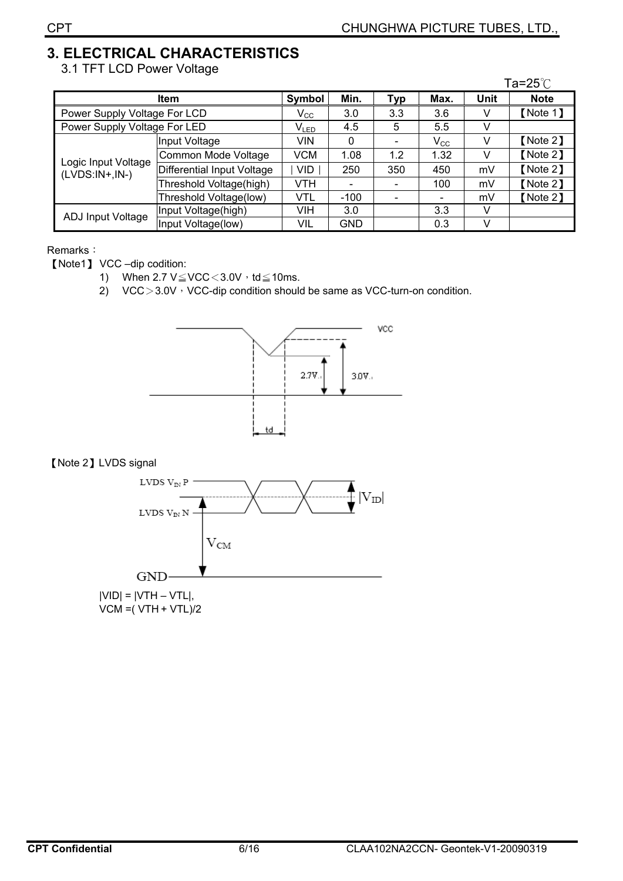# 3. ELECTRICAL CHARACTERISTICS

3.1 TFT LCD Power Voltage

Ta=25℃

| Item | | Symbol | Min. | Typ | Max. | Unit | Note |
|---|---|---|---|---|---|---|---|
| Power Supply Voltage For LCD | | $V_{CC}$ | 3.0 | 3.3 | 3.6 | V | 【Note 1】 |
| Power Supply Voltage For LED | | $V_{LED}$ | 4.5 | 5 | 5.5 | V | |
| Logic Input Voltage (LVDS:IN+,IN-) | Input Voltage | VIN | 0 | - | $V_{CC}$ | V | 【Note 2】 |
| | Common Mode Voltage | VCM | 1.08 | 1.2 | 1.32 | V | 【Note 2】 |
| | Differential Input Voltage | ∣VID∣ | 250 | 350 | 450 | mV | 【Note 2】 |
| | Threshold Voltage(high) | VTH | - | - | 100 | mV | 【Note 2】 |
| | Threshold Voltage(low) | VTL | -100 | - | - | mV | 【Note 2】 |
| ADJ Input Voltage | Input Voltage(high) | VIH | 3.0 | | 3.3 | V | |
| | Input Voltage(low) | VIL | GND | | 0.3 | V | |

Remarks：

【Note1】 VCC –dip codition:

1) When 2.7 V≦VCC＜3.0V，td≦10ms.
2) VCC＞3.0V，VCC-dip condition should be same as VCC-turn-on condition.

VCC

2.7V

3.0V

td

【Note 2】LVDS signal

LVDS $V_{IN}$ P

LVDS $V_{IN}$ N

$|V_{ID}|$

$V_{CM}$

GND

|VID| = |VTH – VTL|,

VCM =( VTH + VTL)/2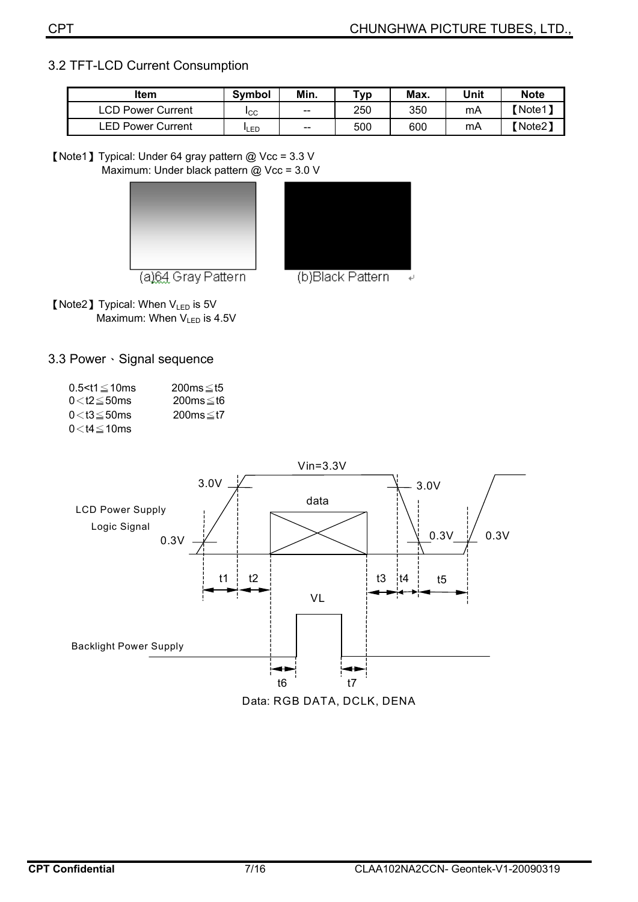## 3.2 TFT-LCD Current Consumption

| Item | Symbol | Min. | Typ | Max. | Unit | Note |
|---|---|---|---|---|---|---|
| LCD Power Current | $I_{CC}$ | -- | 250 | 350 | mA | 【Note1】 |
| LED Power Current | $I_{LED}$ | -- | 500 | 600 | mA | 【Note2】 |

【Note1】Typical: Under 64 gray pattern @ Vcc = 3.3 V
Maximum: Under black pattern @ Vcc = 3.0 V

(a)64 Gray Pattern

(b)Black Pattern

【Note2】Typical: When $V_{LED}$ is 5V
Maximum: When $V_{LED}$ is 4.5V

## 3.3 Power、Signal sequence

0.5<t1≦10ms
0<t2≦50ms
0<t3≦50ms
0<t4≦10ms
200ms≦t5
200ms≦t6
200ms≦t7

Vin=3.3V
3.0V
3.0V
data
LCD Power Supply
Logic Signal
0.3V
0.3V
0.3V
t1 t2 t3 t4 t5
VL
Backlight Power Supply
t6 t7

Data: RGB DATA, DCLK, DENA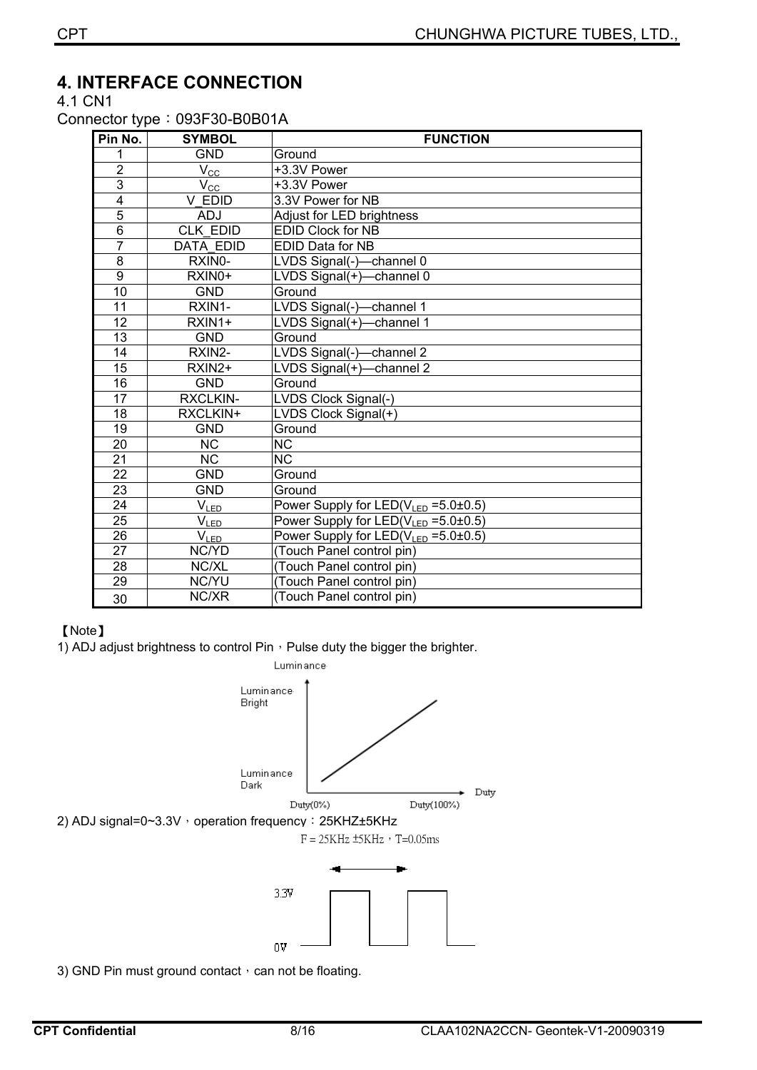# 4. INTERFACE CONNECTION

4.1 CN1

Connector type：093F30-B0B01A

| Pin No. | SYMBOL | FUNCTION |
|---|---|---|
| 1 | GND | Ground |
| 2 | $V_{CC}$ | +3.3V Power |
| 3 | $V_{CC}$ | +3.3V Power |
| 4 | V_EDID | 3.3V Power for NB |
| 5 | ADJ | Adjust for LED brightness |
| 6 | CLK_EDID | EDID Clock for NB |
| 7 | DATA_EDID | EDID Data for NB |
| 8 | RXIN0- | LVDS Signal(-)—channel 0 |
| 9 | RXIN0+ | LVDS Signal(+)—channel 0 |
| 10 | GND | Ground |
| 11 | RXIN1- | LVDS Signal(-)—channel 1 |
| 12 | RXIN1+ | LVDS Signal(+)—channel 1 |
| 13 | GND | Ground |
| 14 | RXIN2- | LVDS Signal(-)—channel 2 |
| 15 | RXIN2+ | LVDS Signal(+)—channel 2 |
| 16 | GND | Ground |
| 17 | RXCLKIN- | LVDS Clock Signal(-) |
| 18 | RXCLKIN+ | LVDS Clock Signal(+) |
| 19 | GND | Ground |
| 20 | NC | NC |
| 21 | NC | NC |
| 22 | GND | Ground |
| 23 | GND | Ground |
| 24 | $V_{LED}$ | Power Supply for LED($V_{LED}$ =5.0±0.5) |
| 25 | $V_{LED}$ | Power Supply for LED($V_{LED}$ =5.0±0.5) |
| 26 | $V_{LED}$ | Power Supply for LED($V_{LED}$ =5.0±0.5) |
| 27 | NC/YD | (Touch Panel control pin) |
| 28 | NC/XL | (Touch Panel control pin) |
| 29 | NC/YU | (Touch Panel control pin) |
| 30 | NC/XR | (Touch Panel control pin) |

【Note】

1) ADJ adjust brightness to control Pin，Pulse duty the bigger the brighter.

Luminance

Luminance Bright

Luminance Dark

Duty

Duty(0%)

Duty(100%)

2) ADJ signal=0~3.3V，operation frequency：25KHZ±5KHz

F = 25KHz ±5KHz，T=0.05ms

3.3V

0V

3) GND Pin must ground contact，can not be floating.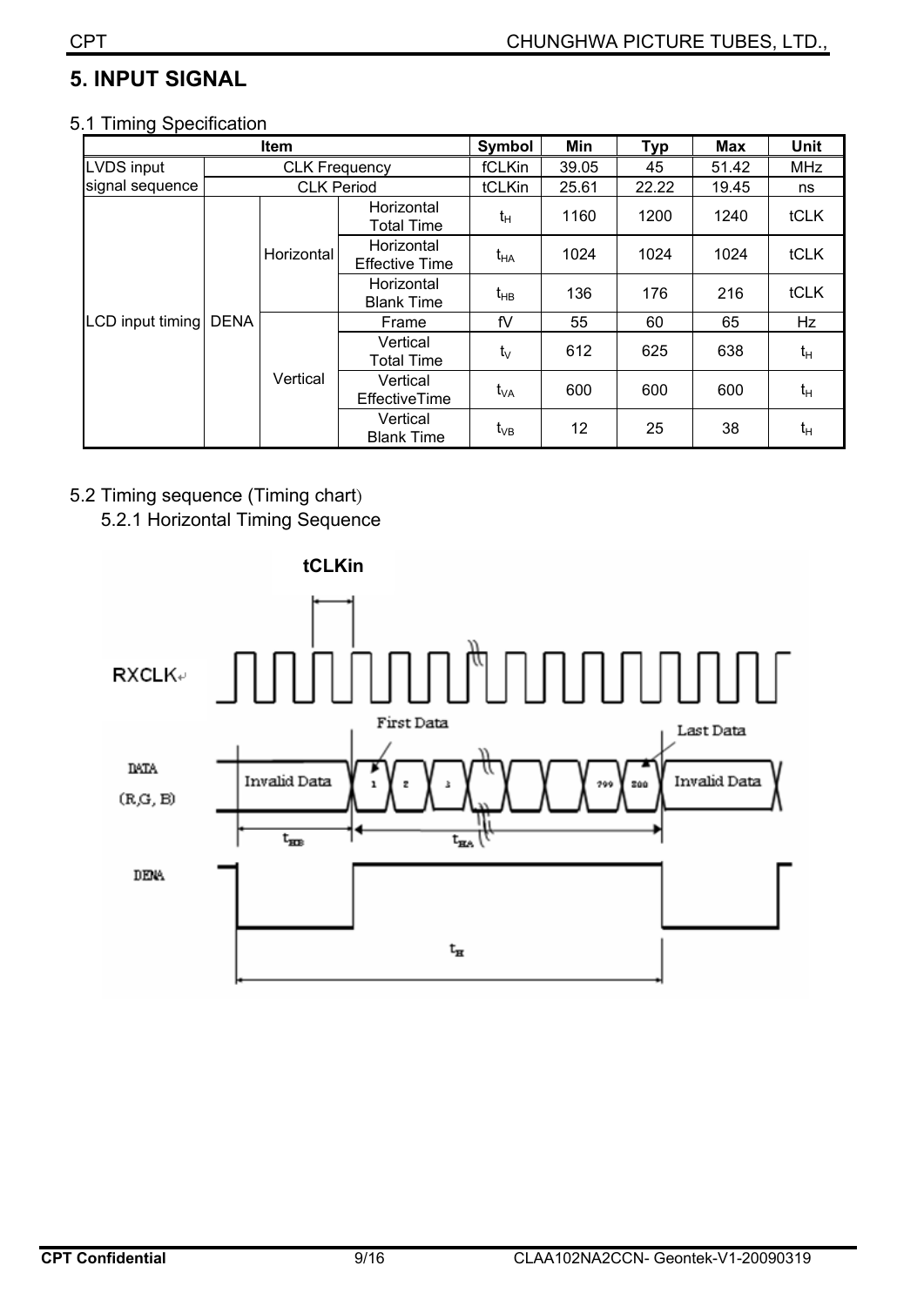# 5. INPUT SIGNAL

## 5.1 Timing Specification

| Item | | | | Symbol | Min | Typ | Max | Unit |
|---|---|---|---|---|---|---|---|---|
| LVDS input signal sequence | CLK Frequency | | | fCLKin | 39.05 | 45 | 51.42 | MHz |
| | CLK Period | | | tCLKin | 25.61 | 22.22 | 19.45 | ns |
| LCD input timing | DENA | Horizontal | Horizontal Total Time | $t_H$ | 1160 | 1200 | 1240 | tCLK |
| | | | Horizontal Effective Time | $t_{HA}$ | 1024 | 1024 | 1024 | tCLK |
| | | | Horizontal Blank Time | $t_{HB}$ | 136 | 176 | 216 | tCLK |
| | | Vertical | Frame | fV | 55 | 60 | 65 | Hz |
| | | | Vertical Total Time | $t_V$ | 612 | 625 | 638 | $t_H$ |
| | | | Vertical EffectiveTime | $t_{VA}$ | 600 | 600 | 600 | $t_H$ |
| | | | Vertical Blank Time | $t_{VB}$ | 12 | 25 | 38 | $t_H$ |

## 5.2 Timing sequence (Timing chart)

### 5.2.1 Horizontal Timing Sequence

tCLKin

RXCLK

First Data

Last Data

DATA (R,G, B)

Invalid Data

1 2 3

799 800

Invalid Data

$t_{HB}$

$t_{HA}$

DENA

$t_H$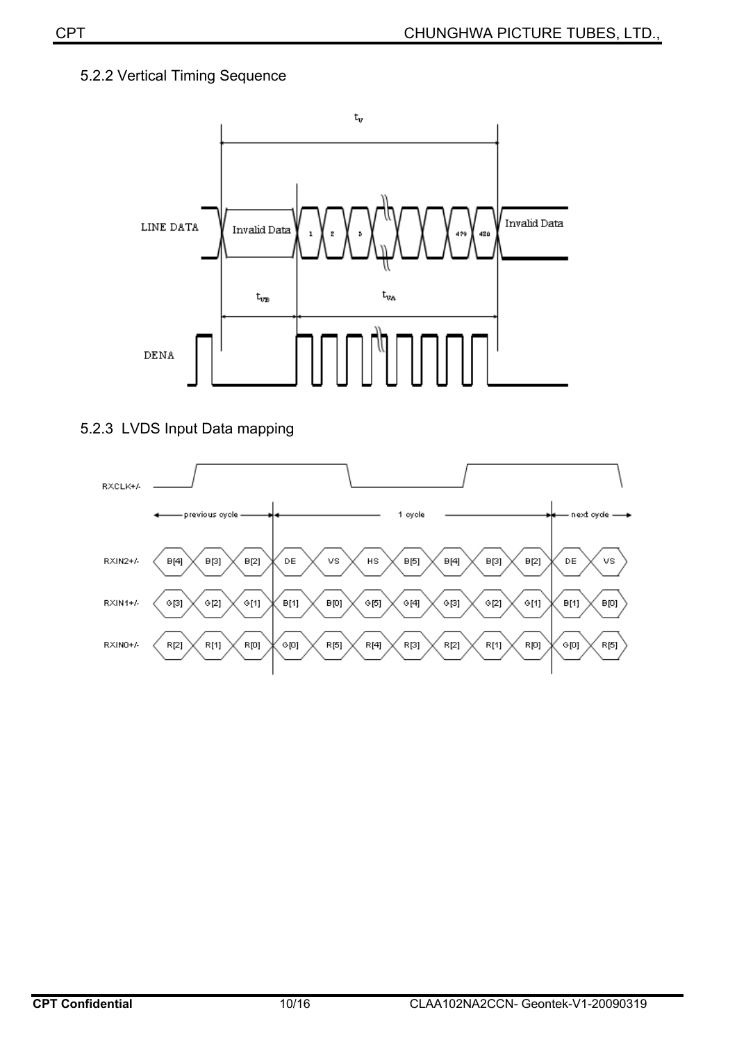### 5.2.2 Vertical Timing Sequence

$t_V$

LINE DATA

Invalid Data

1

2

3

479

480

Invalid Data

$t_{VB}$

$t_{VA}$

DENA

### 5.2.3 LVDS Input Data mapping

RXCLK+/-

previous cycle

1 cycle

next cycle

RXIN2+/- B[4] B[3] B[2] DE VS HS B[5] B[4] B[3] B[2] DE VS

RXIN1+/- G[3] G[2] G[1] B[1] B[0] G[5] G[4] G[3] G[2] G[1] B[1] B[0]

RXIN0+/- R[2] R[1] R[0] G[0] R[5] R[4] R[3] R[2] R[1] R[0] G[0] R[5]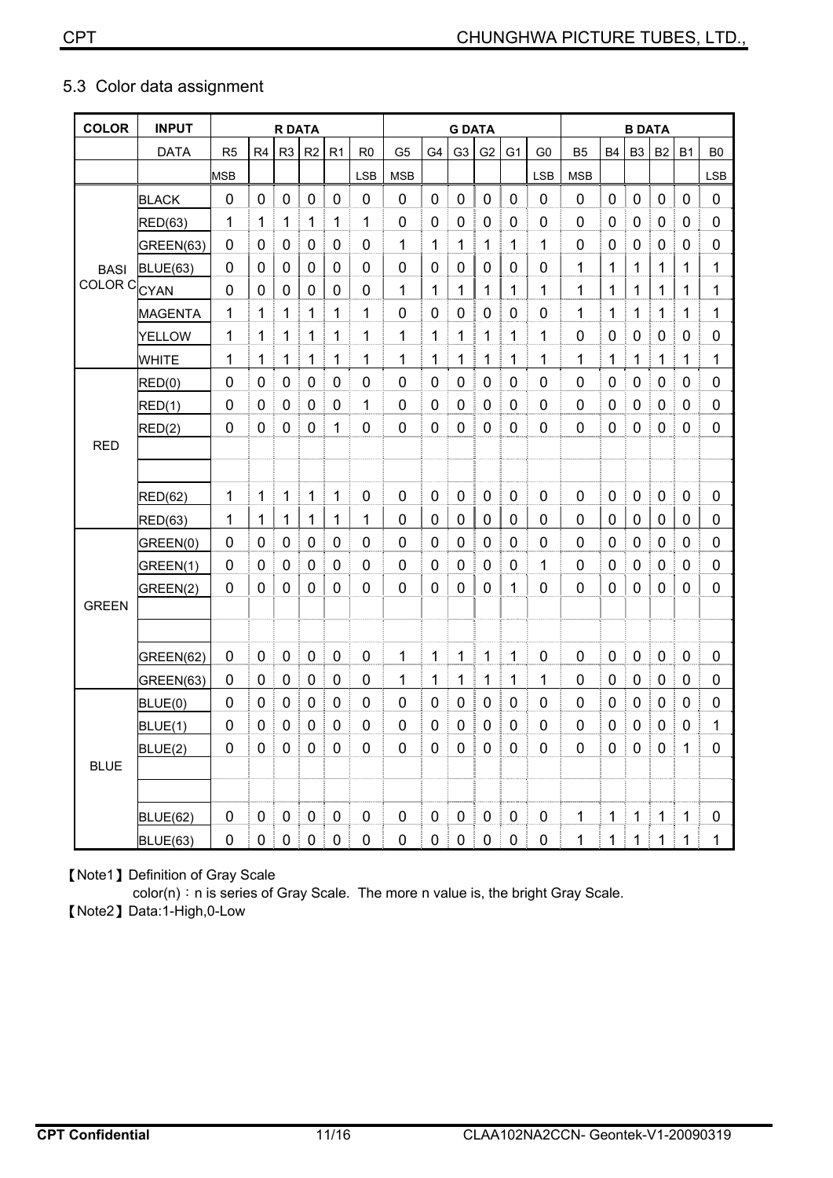## 5.3 Color data assignment

| COLOR | INPUT | R DATA | | | | | | G DATA | | | | | | B DATA | | | | | |
|---|---|---|---|---|---|---|---|---|---|---|---|---|---|---|---|---|---|---|---|
| | DATA | R5 | R4 | R3 | R2 | R1 | R0 | G5 | G4 | G3 | G2 | G1 | G0 | B5 | B4 | B3 | B2 | B1 | B0 |
| | | MSB | | | | | LSB | MSB | | | | | LSB | MSB | | | | | LSB |
| BASI COLOR C | BLACK | 0 | 0 | 0 | 0 | 0 | 0 | 0 | 0 | 0 | 0 | 0 | 0 | 0 | 0 | 0 | 0 | 0 | 0 |
| | RED(63) | 1 | 1 | 1 | 1 | 1 | 1 | 0 | 0 | 0 | 0 | 0 | 0 | 0 | 0 | 0 | 0 | 0 | 0 |
| | GREEN(63) | 0 | 0 | 0 | 0 | 0 | 0 | 1 | 1 | 1 | 1 | 1 | 1 | 0 | 0 | 0 | 0 | 0 | 0 |
| | BLUE(63) | 0 | 0 | 0 | 0 | 0 | 0 | 0 | 0 | 0 | 0 | 0 | 0 | 1 | 1 | 1 | 1 | 1 | 1 |
| | CYAN | 0 | 0 | 0 | 0 | 0 | 0 | 1 | 1 | 1 | 1 | 1 | 1 | 1 | 1 | 1 | 1 | 1 | 1 |
| | MAGENTA | 1 | 1 | 1 | 1 | 1 | 1 | 0 | 0 | 0 | 0 | 0 | 0 | 1 | 1 | 1 | 1 | 1 | 1 |
| | YELLOW | 1 | 1 | 1 | 1 | 1 | 1 | 1 | 1 | 1 | 1 | 1 | 1 | 0 | 0 | 0 | 0 | 0 | 0 |
| | WHITE | 1 | 1 | 1 | 1 | 1 | 1 | 1 | 1 | 1 | 1 | 1 | 1 | 1 | 1 | 1 | 1 | 1 | 1 |
| RED | RED(0) | 0 | 0 | 0 | 0 | 0 | 0 | 0 | 0 | 0 | 0 | 0 | 0 | 0 | 0 | 0 | 0 | 0 | 0 |
| | RED(1) | 0 | 0 | 0 | 0 | 0 | 1 | 0 | 0 | 0 | 0 | 0 | 0 | 0 | 0 | 0 | 0 | 0 | 0 |
| | RED(2) | 0 | 0 | 0 | 0 | 1 | 0 | 0 | 0 | 0 | 0 | 0 | 0 | 0 | 0 | 0 | 0 | 0 | 0 |
| | | | | | | | | | | | | | | | | | | | |
| | | | | | | | | | | | | | | | | | | | |
| | RED(62) | 1 | 1 | 1 | 1 | 1 | 0 | 0 | 0 | 0 | 0 | 0 | 0 | 0 | 0 | 0 | 0 | 0 | 0 |
| | RED(63) | 1 | 1 | 1 | 1 | 1 | 1 | 0 | 0 | 0 | 0 | 0 | 0 | 0 | 0 | 0 | 0 | 0 | 0 |
| GREEN | GREEN(0) | 0 | 0 | 0 | 0 | 0 | 0 | 0 | 0 | 0 | 0 | 0 | 0 | 0 | 0 | 0 | 0 | 0 | 0 |
| | GREEN(1) | 0 | 0 | 0 | 0 | 0 | 0 | 0 | 0 | 0 | 0 | 0 | 1 | 0 | 0 | 0 | 0 | 0 | 0 |
| | GREEN(2) | 0 | 0 | 0 | 0 | 0 | 0 | 0 | 0 | 0 | 0 | 1 | 0 | 0 | 0 | 0 | 0 | 0 | 0 |
| | | | | | | | | | | | | | | | | | | | |
| | | | | | | | | | | | | | | | | | | | |
| | GREEN(62) | 0 | 0 | 0 | 0 | 0 | 0 | 1 | 1 | 1 | 1 | 1 | 0 | 0 | 0 | 0 | 0 | 0 | 0 |
| | GREEN(63) | 0 | 0 | 0 | 0 | 0 | 0 | 1 | 1 | 1 | 1 | 1 | 1 | 0 | 0 | 0 | 0 | 0 | 0 |
| BLUE | BLUE(0) | 0 | 0 | 0 | 0 | 0 | 0 | 0 | 0 | 0 | 0 | 0 | 0 | 0 | 0 | 0 | 0 | 0 | 0 |
| | BLUE(1) | 0 | 0 | 0 | 0 | 0 | 0 | 0 | 0 | 0 | 0 | 0 | 0 | 0 | 0 | 0 | 0 | 0 | 1 |
| | BLUE(2) | 0 | 0 | 0 | 0 | 0 | 0 | 0 | 0 | 0 | 0 | 0 | 0 | 0 | 0 | 0 | 0 | 1 | 0 |
| | | | | | | | | | | | | | | | | | | | |
| | | | | | | | | | | | | | | | | | | | |
| | BLUE(62) | 0 | 0 | 0 | 0 | 0 | 0 | 0 | 0 | 0 | 0 | 0 | 0 | 1 | 1 | 1 | 1 | 1 | 0 |
| | BLUE(63) | 0 | 0 | 0 | 0 | 0 | 0 | 0 | 0 | 0 | 0 | 0 | 0 | 1 | 1 | 1 | 1 | 1 | 1 |

【Note1】Definition of Gray Scale

color(n)：n is series of Gray Scale. The more n value is, the bright Gray Scale.

【Note2】Data:1-High,0-Low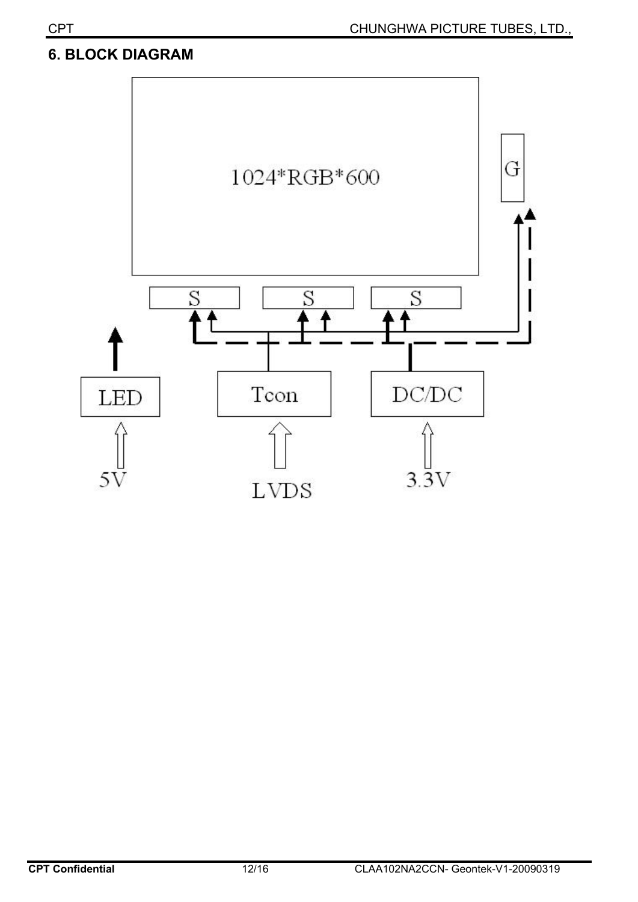## 6. BLOCK DIAGRAM

1024*RGB*600

G

S S S

LED Tcon DC/DC

5V LVDS 3.3V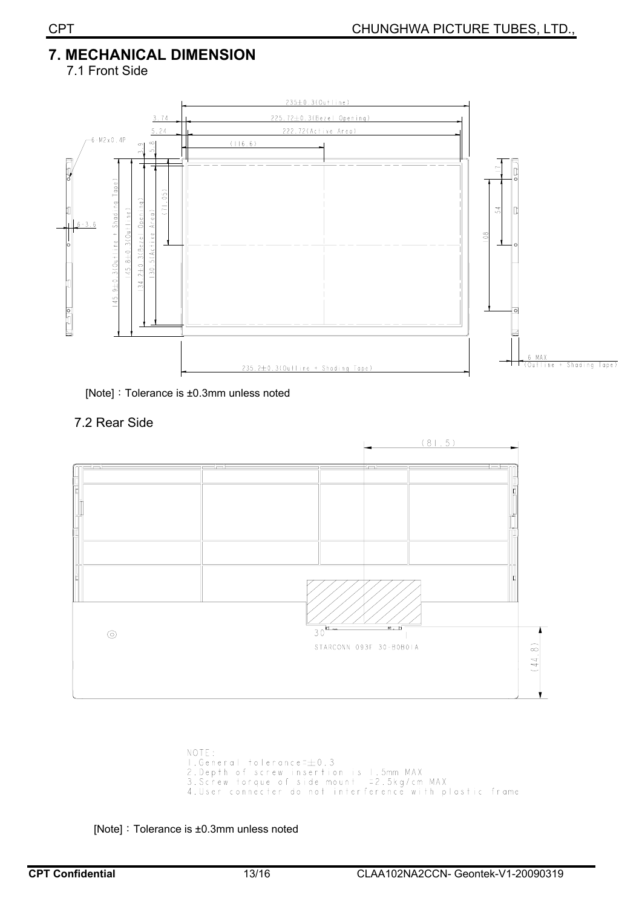# 7. MECHANICAL DIMENSION

7.1 Front Side

235±0.3(Outline)

225.72±0.3(Bezel Opening)

222.72(Active Area)

(116.6)

3.74

5.24

6-M2x0.4P

3.9

5.8

145.9±0.3(Outline + Shading Tape)

145.8±0.3(Outline)

134.2±0.3(Bezel Opening)

130.5(Active Area)

(71.05)

6-3.6

17

54

108

235.2±0.3(Outline + Shading Tape)

6 MAX (Outline + Shading Tape)

[Note]：Tolerance is ±0.3mm unless noted

7.2 Rear Side

(81.5)

30

STARCONN 093F 30-B0B01A

(44.8)

NOTE:
1.General tolerance=±0.3
2.Depth of screw insertion is 1.5mm MAX
3.Screw torque of side mount =2.5kg/cm MAX
4.User connecter do not interference with plastic frame

[Note]：Tolerance is ±0.3mm unless noted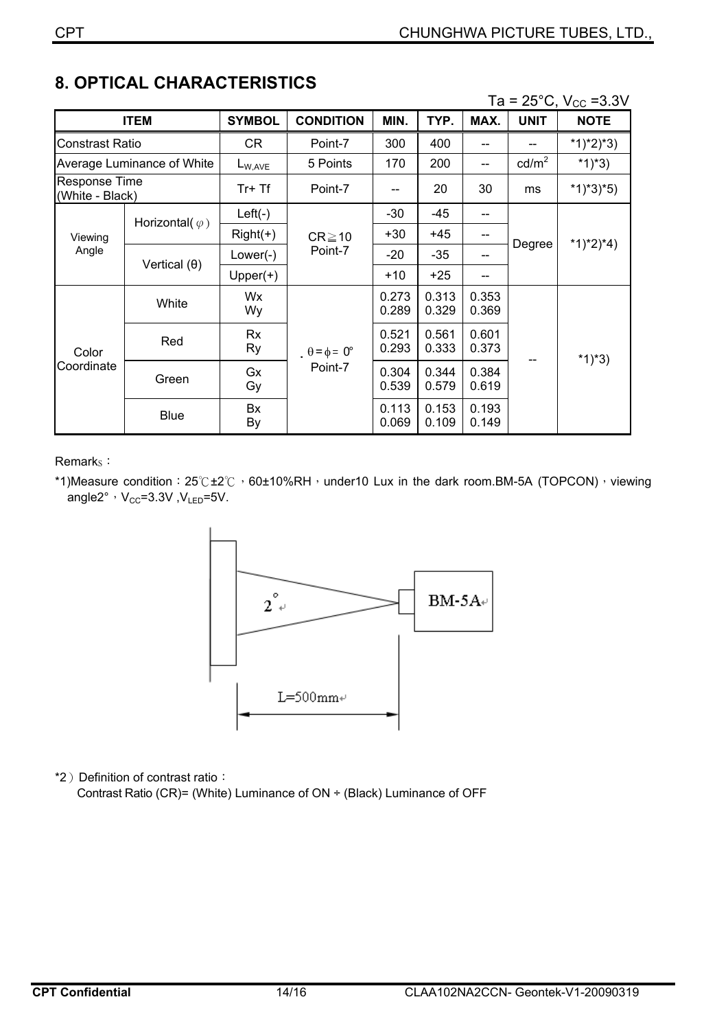## 8. OPTICAL CHARACTERISTICS

Ta = 25°C, $V_{CC}$ =3.3V

| ITEM | | SYMBOL | CONDITION | MIN. | TYP. | MAX. | UNIT | NOTE |
|---|---|---|---|---|---|---|---|---|
| Constrast Ratio | | CR | Point-7 | 300 | 400 | -- | -- | *1)*2)*3) |
| Average Luminance of White | | $L_{W,AVE}$ | 5 Points | 170 | 200 | -- | cd/m$^2$ | *1)*3) |
| Response Time (White - Black) | | Tr+ Tf | Point-7 | -- | 20 | 30 | ms | *1)*3)*5) |
| Viewing Angle | Horizontal( $\varphi$ ) | Left(-) | CR≧10 Point-7 | -30 | -45 | -- | Degree | *1)*2)*4) |
| | | Right(+) | | +30 | +45 | -- | | |
| | Vertical (θ) | Lower(-) | | -20 | -35 | -- | | |
| | | Upper(+) | | +10 | +25 | -- | | |
| Color Coordinate | White | Wx<br>Wy | $\theta=\phi=0°$ Point-7 | 0.273<br>0.289 | 0.313<br>0.329 | 0.353<br>0.369 | -- | *1)*3) |
| | Red | Rx<br>Ry | | 0.521<br>0.293 | 0.561<br>0.333 | 0.601<br>0.373 | | |
| | Green | Gx<br>Gy | | 0.304<br>0.539 | 0.344<br>0.579 | 0.384<br>0.619 | | |
| | Blue | Bx<br>By | | 0.113<br>0.069 | 0.153<br>0.109 | 0.193<br>0.149 | | |

Remarks：

*1)Measure condition：25℃±2℃，60±10%RH，under10 Lux in the dark room.BM-5A (TOPCON)，viewing angle2°，$V_{CC}$=3.3V ,$V_{LED}$=5V.

2°

BM-5A

L=500mm

*2）Definition of contrast ratio：

Contrast Ratio (CR)= (White) Luminance of ON ÷ (Black) Luminance of OFF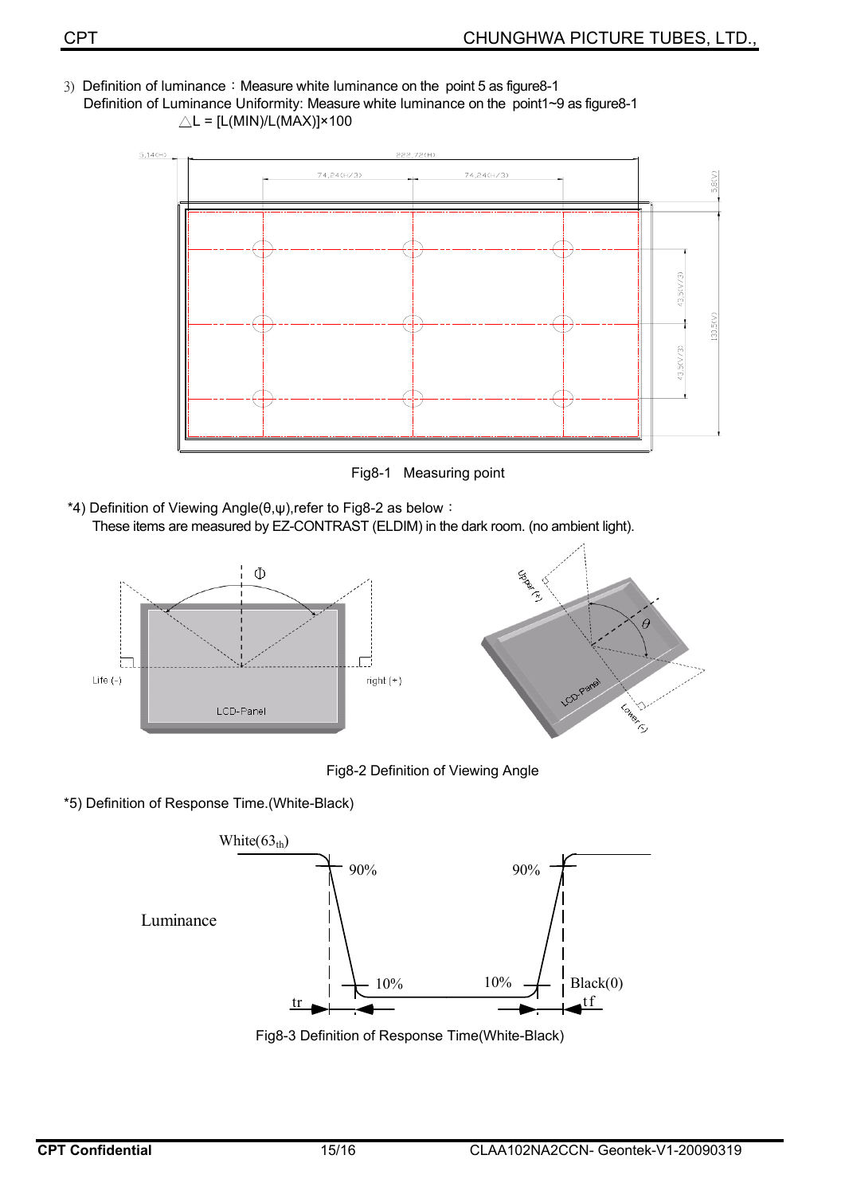3) Definition of luminance：Measure white luminance on the point 5 as figure8-1

Definition of Luminance Uniformity: Measure white luminance on the point1~9 as figure8-1

$\triangle L = [L(MIN)/L(MAX)] \times 100$

5.14(H)
222.72(H)
74.24(H/3)
74.24(H/3)
3.8(V)
43.5(V/3)
43.5(V/3)
130.5(V)

Fig8-1 Measuring point

*4) Definition of Viewing Angle(θ,ψ),refer to Fig8-2 as below：

These items are measured by EZ-CONTRAST (ELDIM) in the dark room. (no ambient light).

Φ
Life (-)
right (+)
LCD-Panel
Upper (+)
θ
LCD-Panel
Lower (-)

Fig8-2 Definition of Viewing Angle

*5) Definition of Response Time.(White-Black)

White($63_{th}$)
90%
90%
Luminance
10%
10%
Black(0)
tr
tf

Fig8-3 Definition of Response Time(White-Black)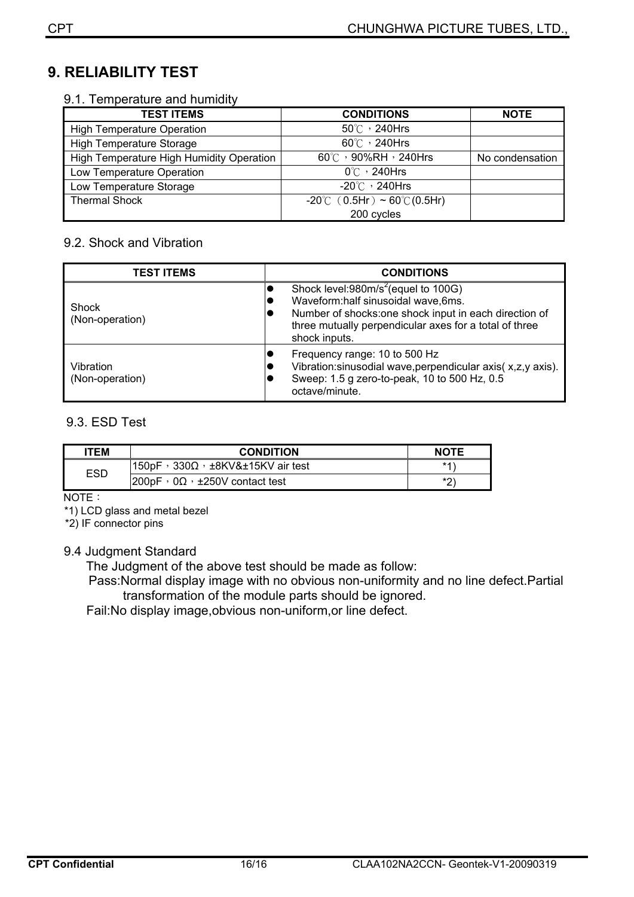# 9. RELIABILITY TEST

## 9.1. Temperature and humidity

| TEST ITEMS | CONDITIONS | NOTE |
|---|---|---|
| High Temperature Operation | 50℃，240Hrs | |
| High Temperature Storage | 60℃，240Hrs | |
| High Temperature High Humidity Operation | 60℃，90%RH，240Hrs | No condensation |
| Low Temperature Operation | 0℃，240Hrs | |
| Low Temperature Storage | -20℃，240Hrs | |
| Thermal Shock | -20℃（0.5Hr）~ 60℃(0.5Hr) 200 cycles | |

## 9.2. Shock and Vibration

| TEST ITEMS | CONDITIONS |
|---|---|
| Shock (Non-operation) | • Shock level:980m/s$^2$(equel to 100G)<br>• Waveform:half sinusoidal wave,6ms.<br>• Number of shocks:one shock input in each direction of three mutually perpendicular axes for a total of three shock inputs. |
| Vibration (Non-operation) | • Frequency range: 10 to 500 Hz<br>• Vibration:sinusodial wave,perpendicular axis( x,z,y axis).<br>• Sweep: 1.5 g zero-to-peak, 10 to 500 Hz, 0.5 octave/minute. |

## 9.3. ESD Test

| ITEM | CONDITION | NOTE |
|---|---|---|
| ESD | 150pF，330Ω，±8KV&±15KV air test | *1) |
| | 200pF，0Ω，±250V contact test | *2) |

NOTE：

*1) LCD glass and metal bezel

*2) IF connector pins

## 9.4 Judgment Standard

The Judgment of the above test should be made as follow:

Pass:Normal display image with no obvious non-uniformity and no line defect.Partial transformation of the module parts should be ignored.

Fail:No display image,obvious non-uniform,or line defect.